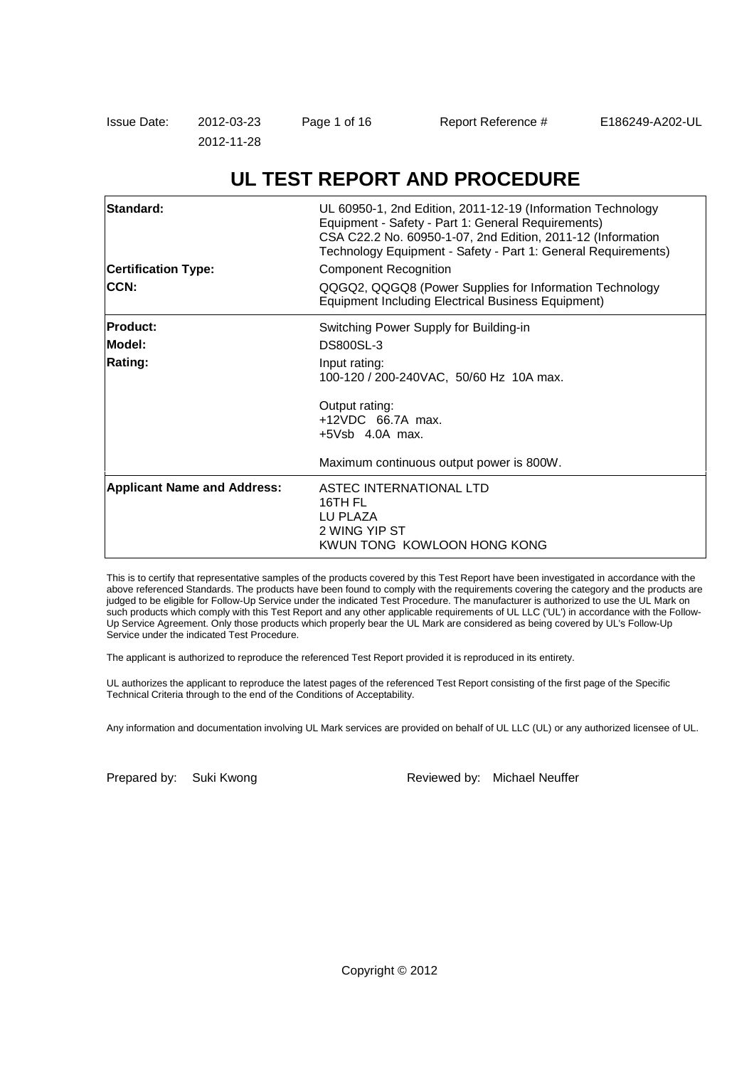Issue Date: 2012-03-23
2012-11-28

Report Reference # E186249-A202-UL

# UL TEST REPORT AND PROCEDURE

| | |
|---|---|
| **Standard:** | UL 60950-1, 2nd Edition, 2011-12-19 (Information Technology Equipment - Safety - Part 1: General Requirements)<br>CSA C22.2 No. 60950-1-07, 2nd Edition, 2011-12 (Information Technology Equipment - Safety - Part 1: General Requirements) |
| **Certification Type:** | Component Recognition |
| **CCN:** | QQGQ2, QQGQ8 (Power Supplies for Information Technology Equipment Including Electrical Business Equipment) |
| **Product:** | Switching Power Supply for Building-in |
| **Model:** | DS800SL-3 |
| **Rating:** | Input rating:<br>100-120 / 200-240VAC, 50/60 Hz 10A max.<br><br>Output rating:<br>+12VDC 66.7A max.<br>+5Vsb 4.0A max.<br><br>Maximum continuous output power is 800W. |
| **Applicant Name and Address:** | ASTEC INTERNATIONAL LTD<br>16TH FL<br>LU PLAZA<br>2 WING YIP ST<br>KWUN TONG KOWLOON HONG KONG |

This is to certify that representative samples of the products covered by this Test Report have been investigated in accordance with the above referenced Standards. The products have been found to comply with the requirements covering the category and the products are judged to be eligible for Follow-Up Service under the indicated Test Procedure. The manufacturer is authorized to use the UL Mark on such products which comply with this Test Report and any other applicable requirements of UL LLC ('UL') in accordance with the Follow-Up Service Agreement. Only those products which properly bear the UL Mark are considered as being covered by UL's Follow-Up Service under the indicated Test Procedure.

The applicant is authorized to reproduce the referenced Test Report provided it is reproduced in its entirety.

UL authorizes the applicant to reproduce the latest pages of the referenced Test Report consisting of the first page of the Specific Technical Criteria through to the end of the Conditions of Acceptability.

Any information and documentation involving UL Mark services are provided on behalf of UL LLC (UL) or any authorized licensee of UL.

Prepared by: Suki Kwong

Reviewed by: Michael Neuffer

Copyright © 2012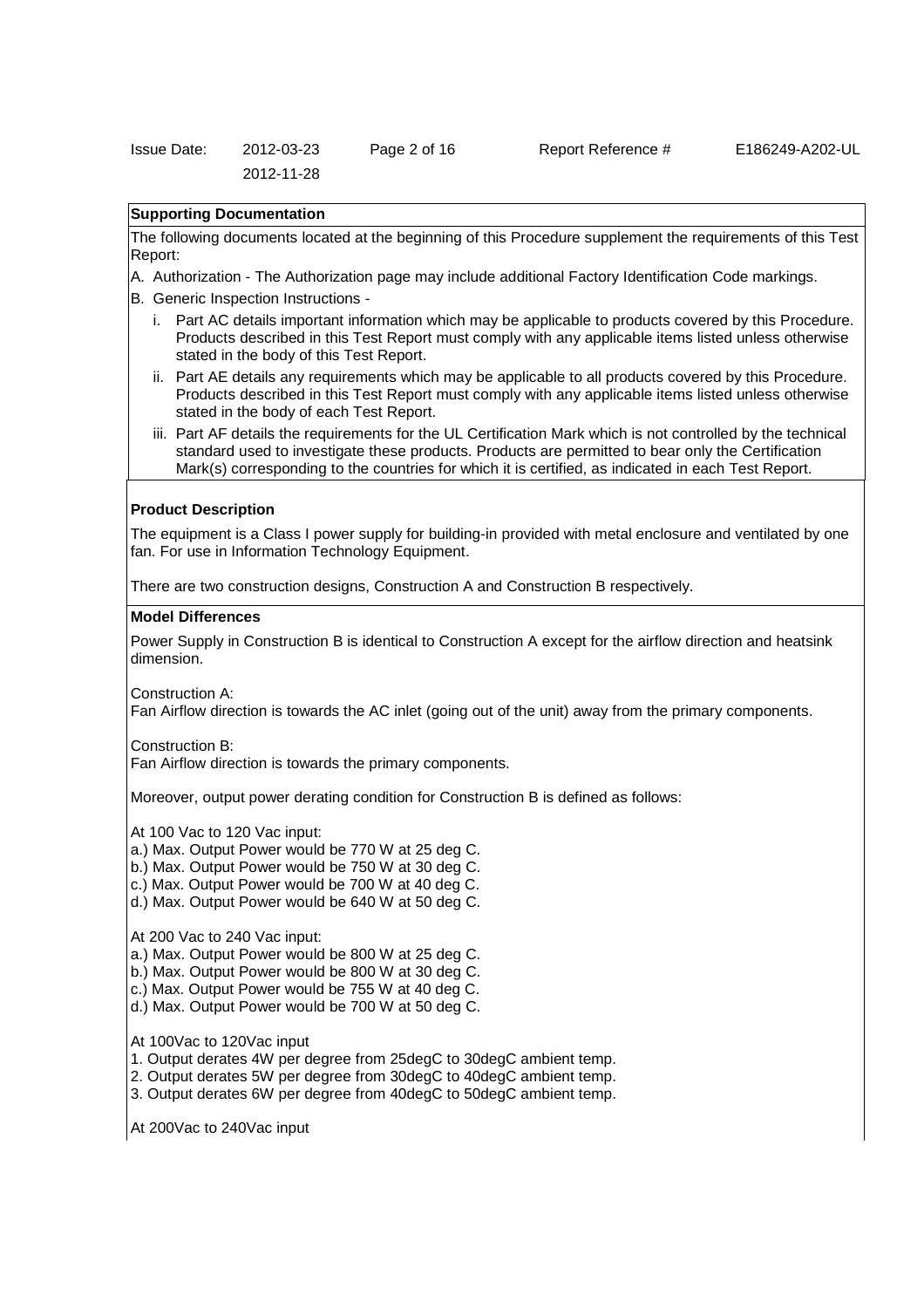## Supporting Documentation

The following documents located at the beginning of this Procedure supplement the requirements of this Test Report:

A. Authorization - The Authorization page may include additional Factory Identification Code markings.

B. Generic Inspection Instructions -

i. Part AC details important information which may be applicable to products covered by this Procedure. Products described in this Test Report must comply with any applicable items listed unless otherwise stated in the body of this Test Report.

ii. Part AE details any requirements which may be applicable to all products covered by this Procedure. Products described in this Test Report must comply with any applicable items listed unless otherwise stated in the body of each Test Report.

iii. Part AF details the requirements for the UL Certification Mark which is not controlled by the technical standard used to investigate these products. Products are permitted to bear only the Certification Mark(s) corresponding to the countries for which it is certified, as indicated in each Test Report.

## Product Description

The equipment is a Class I power supply for building-in provided with metal enclosure and ventilated by one fan. For use in Information Technology Equipment.

There are two construction designs, Construction A and Construction B respectively.

## Model Differences

Power Supply in Construction B is identical to Construction A except for the airflow direction and heatsink dimension.

Construction A:
Fan Airflow direction is towards the AC inlet (going out of the unit) away from the primary components.

Construction B:
Fan Airflow direction is towards the primary components.

Moreover, output power derating condition for Construction B is defined as follows:

At 100 Vac to 120 Vac input:
a.) Max. Output Power would be 770 W at 25 deg C.
b.) Max. Output Power would be 750 W at 30 deg C.
c.) Max. Output Power would be 700 W at 40 deg C.
d.) Max. Output Power would be 640 W at 50 deg C.

At 200 Vac to 240 Vac input:
a.) Max. Output Power would be 800 W at 25 deg C.
b.) Max. Output Power would be 800 W at 30 deg C.
c.) Max. Output Power would be 755 W at 40 deg C.
d.) Max. Output Power would be 700 W at 50 deg C.

At 100Vac to 120Vac input
1. Output derates 4W per degree from 25degC to 30degC ambient temp.
2. Output derates 5W per degree from 30degC to 40degC ambient temp.
3. Output derates 6W per degree from 40degC to 50degC ambient temp.

At 200Vac to 240Vac input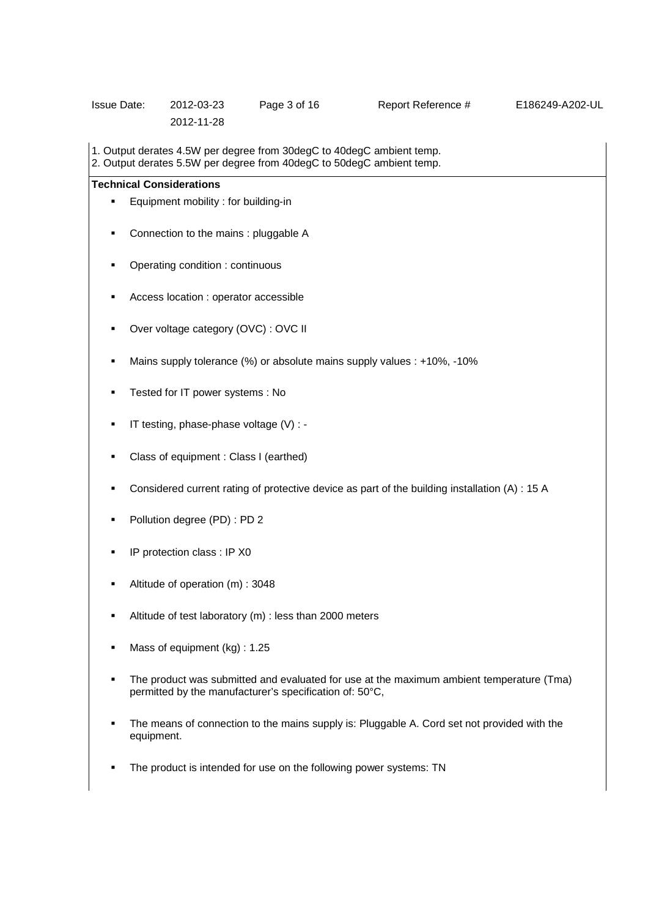1. Output derates 4.5W per degree from 30degC to 40degC ambient temp.
2. Output derates 5.5W per degree from 40degC to 50degC ambient temp.

**Technical Considerations**

- Equipment mobility : for building-in
- Connection to the mains : pluggable A
- Operating condition : continuous
- Access location : operator accessible
- Over voltage category (OVC) : OVC II
- Mains supply tolerance (%) or absolute mains supply values : +10%, -10%
- Tested for IT power systems : No
- IT testing, phase-phase voltage (V) : -
- Class of equipment : Class I (earthed)
- Considered current rating of protective device as part of the building installation (A) : 15 A
- Pollution degree (PD) : PD 2
- IP protection class : IP X0
- Altitude of operation (m) : 3048
- Altitude of test laboratory (m) : less than 2000 meters
- Mass of equipment (kg) : 1.25
- The product was submitted and evaluated for use at the maximum ambient temperature (Tma) permitted by the manufacturer's specification of: 50°C,
- The means of connection to the mains supply is: Pluggable A. Cord set not provided with the equipment.
- The product is intended for use on the following power systems: TN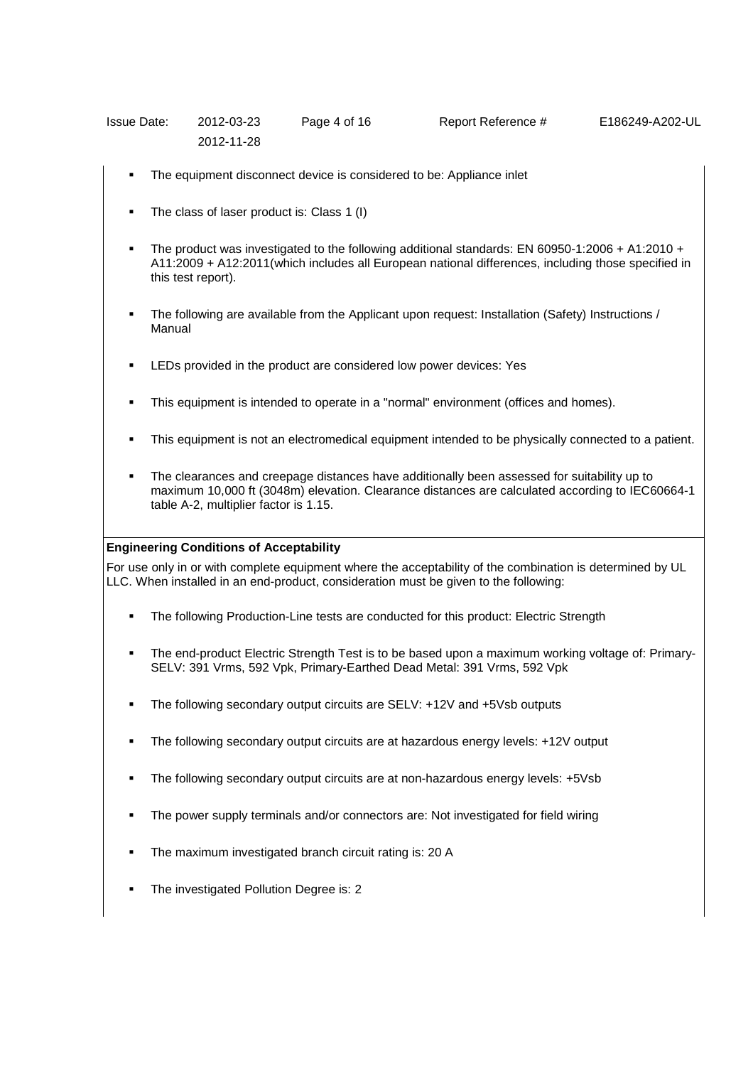- The equipment disconnect device is considered to be: Appliance inlet
- The class of laser product is: Class 1 (I)
- The product was investigated to the following additional standards: EN 60950-1:2006 + A1:2010 + A11:2009 + A12:2011(which includes all European national differences, including those specified in this test report).
- The following are available from the Applicant upon request: Installation (Safety) Instructions / Manual
- LEDs provided in the product are considered low power devices: Yes
- This equipment is intended to operate in a "normal" environment (offices and homes).
- This equipment is not an electromedical equipment intended to be physically connected to a patient.
- The clearances and creepage distances have additionally been assessed for suitability up to maximum 10,000 ft (3048m) elevation. Clearance distances are calculated according to IEC60664-1 table A-2, multiplier factor is 1.15.

**Engineering Conditions of Acceptability**

For use only in or with complete equipment where the acceptability of the combination is determined by UL LLC. When installed in an end-product, consideration must be given to the following:

- The following Production-Line tests are conducted for this product: Electric Strength
- The end-product Electric Strength Test is to be based upon a maximum working voltage of: Primary-SELV: 391 Vrms, 592 Vpk, Primary-Earthed Dead Metal: 391 Vrms, 592 Vpk
- The following secondary output circuits are SELV: +12V and +5Vsb outputs
- The following secondary output circuits are at hazardous energy levels: +12V output
- The following secondary output circuits are at non-hazardous energy levels: +5Vsb
- The power supply terminals and/or connectors are: Not investigated for field wiring
- The maximum investigated branch circuit rating is: 20 A
- The investigated Pollution Degree is: 2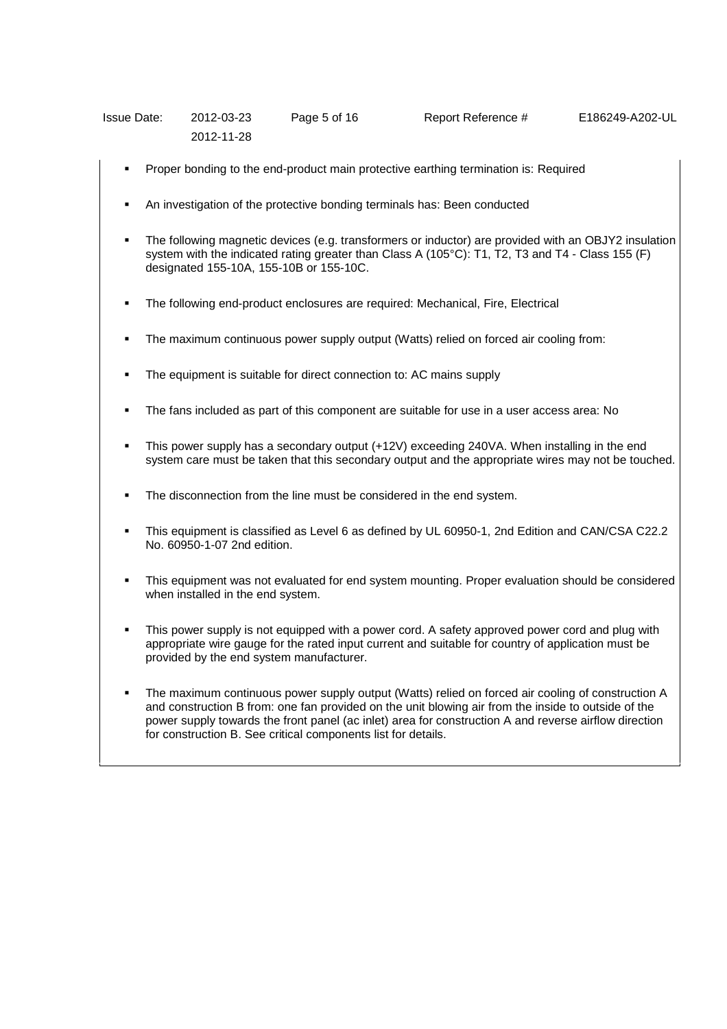- Proper bonding to the end-product main protective earthing termination is: Required
- An investigation of the protective bonding terminals has: Been conducted
- The following magnetic devices (e.g. transformers or inductor) are provided with an OBJY2 insulation system with the indicated rating greater than Class A (105°C): T1, T2, T3 and T4 - Class 155 (F) designated 155-10A, 155-10B or 155-10C.
- The following end-product enclosures are required: Mechanical, Fire, Electrical
- The maximum continuous power supply output (Watts) relied on forced air cooling from:
- The equipment is suitable for direct connection to: AC mains supply
- The fans included as part of this component are suitable for use in a user access area: No
- This power supply has a secondary output (+12V) exceeding 240VA. When installing in the end system care must be taken that this secondary output and the appropriate wires may not be touched.
- The disconnection from the line must be considered in the end system.
- This equipment is classified as Level 6 as defined by UL 60950-1, 2nd Edition and CAN/CSA C22.2 No. 60950-1-07 2nd edition.
- This equipment was not evaluated for end system mounting. Proper evaluation should be considered when installed in the end system.
- This power supply is not equipped with a power cord. A safety approved power cord and plug with appropriate wire gauge for the rated input current and suitable for country of application must be provided by the end system manufacturer.
- The maximum continuous power supply output (Watts) relied on forced air cooling of construction A and construction B from: one fan provided on the unit blowing air from the inside to outside of the power supply towards the front panel (ac inlet) area for construction A and reverse airflow direction for construction B. See critical components list for details.